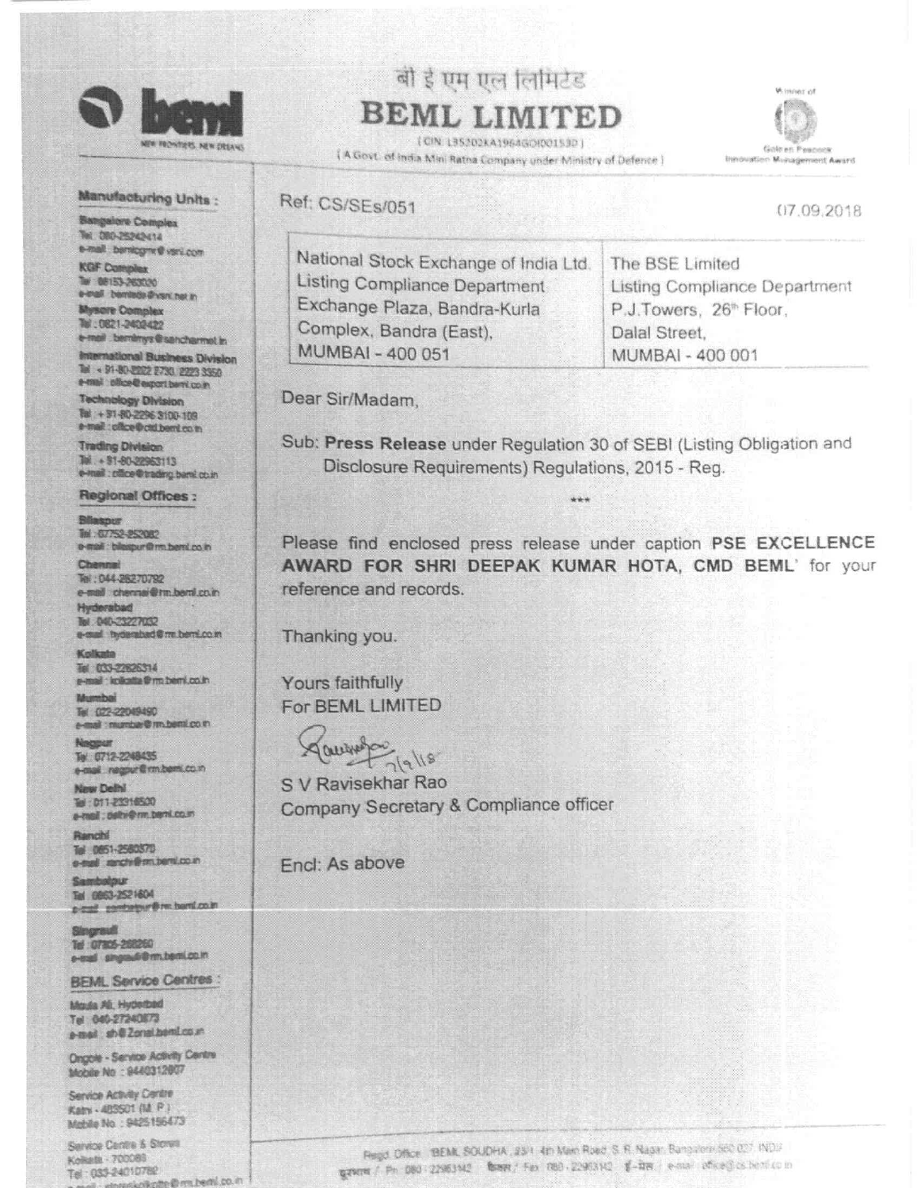बी ई एम एल लिमिटेड

# BEML LIMITED

(CIN: L35202KA1964GOI001530)

(A Govt. of India Mini Ratna Company under Ministry of Defence)

Winner of Golden Peacock Innovation Management Award

**Manufacturing Units :**

**Bangalore Complex**
Tel: 080-25242414
e-mail: bemlcgmr@vsnl.com

**KGF Complex**
Tel: 08153-263020
e-mail: bemlkgf@vsnl.net.in

**Mysore Complex**
Tel: 0821-2402422
e-mail: bemlmys@sancharnet.in

**International Business Division**
Tel: +91-80-2222 2730, 2223 3350
e-mail: office@export.beml.co.in

**Technology Division**
Tel: +91-80-2296 3100-109
e-mail: office@ctd.beml.co.in

**Trading Division**
Tel: +91-80-22963113
e-mail: office@trading.beml.co.in

**Regional Offices :**

**Bilaspur**
Tel: 07752-252082
e-mail: bilaspur@rm.beml.co.in

**Chennai**
Tel: 044-28270792
e-mail: chennai@rm.beml.co.in

**Hyderabad**
Tel: 040-23227032
e-mail: hyderabad@rm.beml.co.in

**Kolkata**
Tel: 033-22826314
e-mail: kolkatta@rm.beml.co.in

**Mumbai**
Tel: 022-22049490
e-mail: mumbai@rm.beml.co.in

**Nagpur**
Tel: 0712-2248435
e-mail: nagpur@rm.beml.co.in

**New Delhi**
Tel: 011-23316500
e-mail: delhi@rm.beml.co.in

**Ranchi**
Tel: 0651-2580370
e-mail: ranchi@rm.beml.co.in

**Sambalpur**
Tel: 0663-2521604
e-mail: sambalpur@rm.beml.co.in

**Singrauli**
Tel: 07805-268260
e-mail: singrauli@rm.beml.co.in

**BEML Service Centres :**

Moula Ali, Hyderabad
Tel: 040-27240873
e-mail: sh@2onal.beml.co.in

Ongole - Service Activity Centre
Mobile No: 9440312807

Service Activity Centre
Katni - 483501 (M.P.)
Mobile No: 9425156473

Service Centre & Stores
Kolkata - 700088
Tel: 033-24010782
e-mail: storeskolkatta@rm.beml.co.in

Ref: CS/SEs/051

07.09.2018

| National Stock Exchange of India Ltd.<br>Listing Compliance Department<br>Exchange Plaza, Bandra-Kurla Complex, Bandra (East),<br>MUMBAI - 400 051 | The BSE Limited<br>Listing Compliance Department<br>P.J.Towers, 26th Floor,<br>Dalal Street,<br>MUMBAI - 400 001 |
|---|---|

Dear Sir/Madam,

Sub: **Press Release** under Regulation 30 of SEBI (Listing Obligation and Disclosure Requirements) Regulations, 2015 - Reg.

\*\*\*

Please find enclosed press release under caption **PSE EXCELLENCE AWARD FOR SHRI DEEPAK KUMAR HOTA, CMD BEML**' for your reference and records.

Thanking you.

Yours faithfully
For BEML LIMITED

7/9/18

S V Ravisekhar Rao
Company Secretary & Compliance officer

Encl: As above

Regd. Office: 'BEML SOUDHA', 23/1, 4th Main Road, S.R. Nagar, Bangalore-560 027, INDIA
दूरभाष / Ph: 080-22963142 फैक्स / Fax: 080-22963142 ई-मेल / e-mail: office@cs.beml.co.in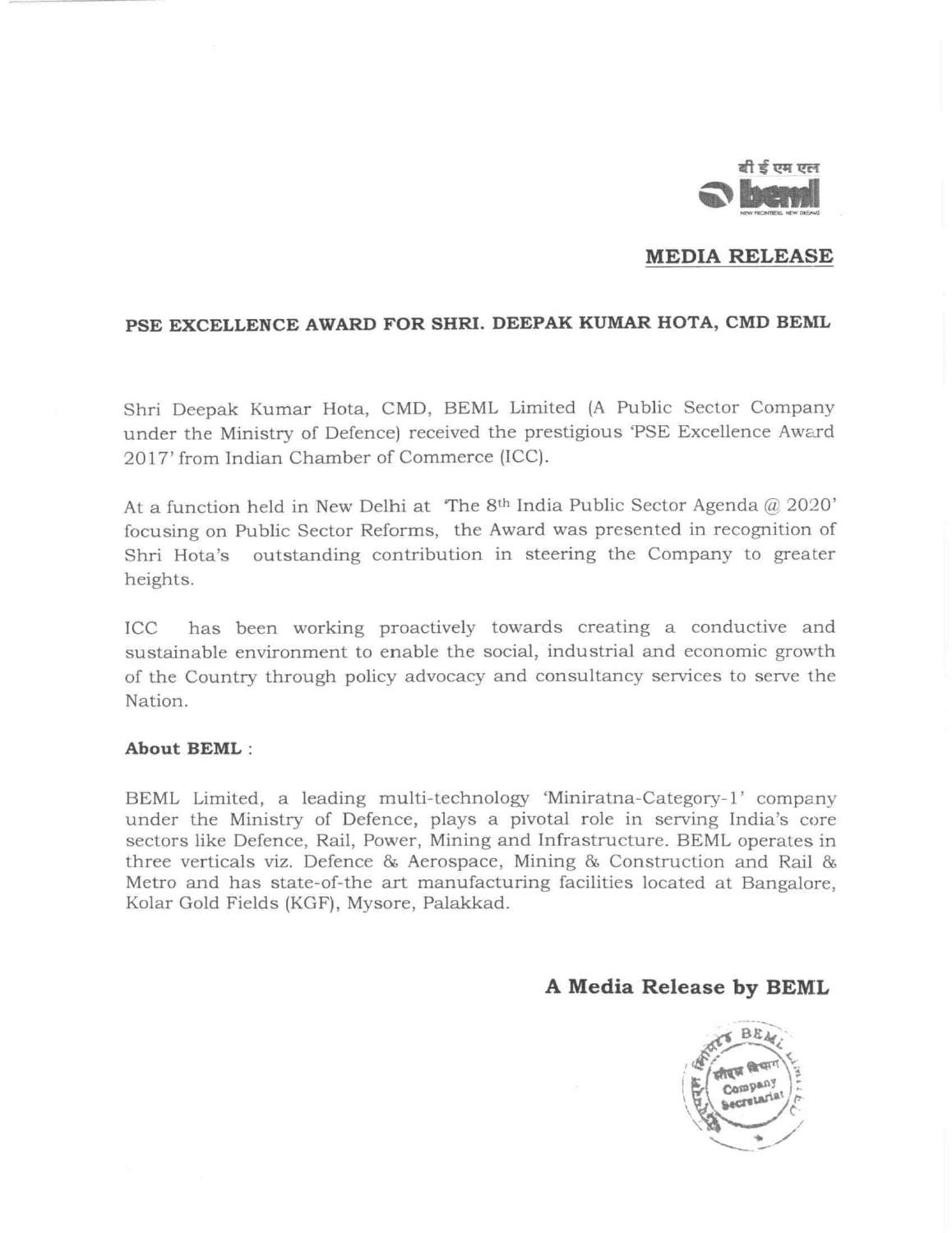बी ई एम एल

## MEDIA RELEASE

### PSE EXCELLENCE AWARD FOR SHRI. DEEPAK KUMAR HOTA, CMD BEML

Shri Deepak Kumar Hota, CMD, BEML Limited (A Public Sector Company under the Ministry of Defence) received the prestigious 'PSE Excellence Award 2017' from Indian Chamber of Commerce (ICC).

At a function held in New Delhi at 'The 8th India Public Sector Agenda @ 2020' focusing on Public Sector Reforms, the Award was presented in recognition of Shri Hota's outstanding contribution in steering the Company to greater heights.

ICC has been working proactively towards creating a conductive and sustainable environment to enable the social, industrial and economic growth of the Country through policy advocacy and consultancy services to serve the Nation.

**About BEML** :

BEML Limited, a leading multi-technology 'Miniratna-Category-1' company under the Ministry of Defence, plays a pivotal role in serving India's core sectors like Defence, Rail, Power, Mining and Infrastructure. BEML operates in three verticals viz. Defence & Aerospace, Mining & Construction and Rail & Metro and has state-of-the art manufacturing facilities located at Bangalore, Kolar Gold Fields (KGF), Mysore, Palakkad.

**A Media Release by BEML**